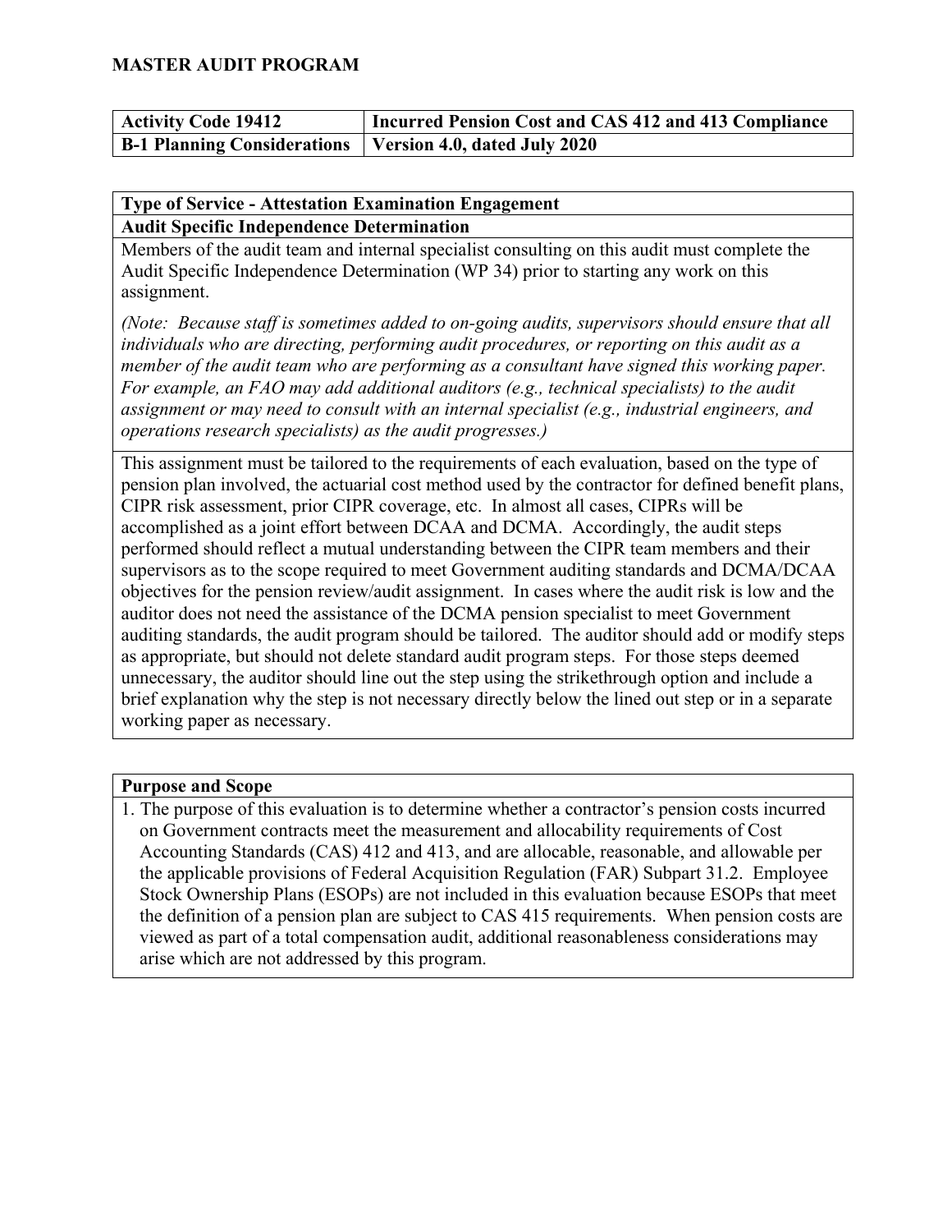# MASTER AUDIT PROGRAM

| Activity Code 19412 | Incurred Pension Cost and CAS 412 and 413 Compliance |
|---|---|
| **B-1 Planning Considerations** | **Version 4.0, dated July 2020** |

**Type of Service - Attestation Examination Engagement**

**Audit Specific Independence Determination**

Members of the audit team and internal specialist consulting on this audit must complete the Audit Specific Independence Determination (WP 34) prior to starting any work on this assignment.

*(Note: Because staff is sometimes added to on-going audits, supervisors should ensure that all individuals who are directing, performing audit procedures, or reporting on this audit as a member of the audit team who are performing as a consultant have signed this working paper. For example, an FAO may add additional auditors (e.g., technical specialists) to the audit assignment or may need to consult with an internal specialist (e.g., industrial engineers, and operations research specialists) as the audit progresses.)*

This assignment must be tailored to the requirements of each evaluation, based on the type of pension plan involved, the actuarial cost method used by the contractor for defined benefit plans, CIPR risk assessment, prior CIPR coverage, etc. In almost all cases, CIPRs will be accomplished as a joint effort between DCAA and DCMA. Accordingly, the audit steps performed should reflect a mutual understanding between the CIPR team members and their supervisors as to the scope required to meet Government auditing standards and DCMA/DCAA objectives for the pension review/audit assignment. In cases where the audit risk is low and the auditor does not need the assistance of the DCMA pension specialist to meet Government auditing standards, the audit program should be tailored. The auditor should add or modify steps as appropriate, but should not delete standard audit program steps. For those steps deemed unnecessary, the auditor should line out the step using the strikethrough option and include a brief explanation why the step is not necessary directly below the lined out step or in a separate working paper as necessary.

**Purpose and Scope**

1. The purpose of this evaluation is to determine whether a contractor's pension costs incurred on Government contracts meet the measurement and allocability requirements of Cost Accounting Standards (CAS) 412 and 413, and are allocable, reasonable, and allowable per the applicable provisions of Federal Acquisition Regulation (FAR) Subpart 31.2. Employee Stock Ownership Plans (ESOPs) are not included in this evaluation because ESOPs that meet the definition of a pension plan are subject to CAS 415 requirements. When pension costs are viewed as part of a total compensation audit, additional reasonableness considerations may arise which are not addressed by this program.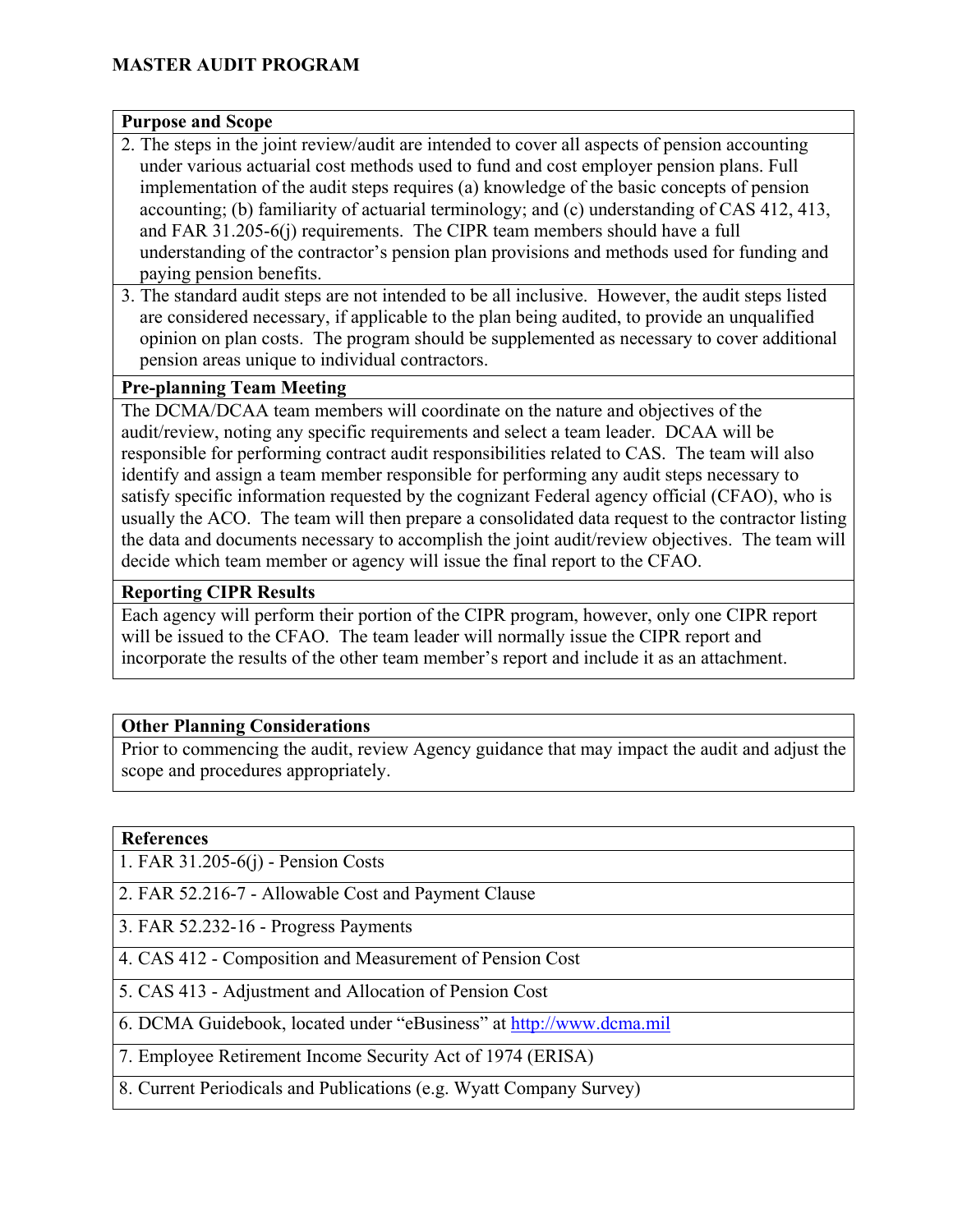**MASTER AUDIT PROGRAM**

| **Purpose and Scope** |
|---|
| 2. The steps in the joint review/audit are intended to cover all aspects of pension accounting under various actuarial cost methods used to fund and cost employer pension plans. Full implementation of the audit steps requires (a) knowledge of the basic concepts of pension accounting; (b) familiarity of actuarial terminology; and (c) understanding of CAS 412, 413, and FAR 31.205-6(j) requirements. The CIPR team members should have a full understanding of the contractor's pension plan provisions and methods used for funding and paying pension benefits. |
| 3. The standard audit steps are not intended to be all inclusive. However, the audit steps listed are considered necessary, if applicable to the plan being audited, to provide an unqualified opinion on plan costs. The program should be supplemented as necessary to cover additional pension areas unique to individual contractors. |
| **Pre-planning Team Meeting** |
| The DCMA/DCAA team members will coordinate on the nature and objectives of the audit/review, noting any specific requirements and select a team leader. DCAA will be responsible for performing contract audit responsibilities related to CAS. The team will also identify and assign a team member responsible for performing any audit steps necessary to satisfy specific information requested by the cognizant Federal agency official (CFAO), who is usually the ACO. The team will then prepare a consolidated data request to the contractor listing the data and documents necessary to accomplish the joint audit/review objectives. The team will decide which team member or agency will issue the final report to the CFAO. |
| **Reporting CIPR Results** |
| Each agency will perform their portion of the CIPR program, however, only one CIPR report will be issued to the CFAO. The team leader will normally issue the CIPR report and incorporate the results of the other team member's report and include it as an attachment. |

| **Other Planning Considerations** |
|---|
| Prior to commencing the audit, review Agency guidance that may impact the audit and adjust the scope and procedures appropriately. |

| **References** |
|---|
| 1. FAR 31.205-6(j) - Pension Costs |
| 2. FAR 52.216-7 - Allowable Cost and Payment Clause |
| 3. FAR 52.232-16 - Progress Payments |
| 4. CAS 412 - Composition and Measurement of Pension Cost |
| 5. CAS 413 - Adjustment and Allocation of Pension Cost |
| 6. DCMA Guidebook, located under "eBusiness" at http://www.dcma.mil |
| 7. Employee Retirement Income Security Act of 1974 (ERISA) |
| 8. Current Periodicals and Publications (e.g. Wyatt Company Survey) |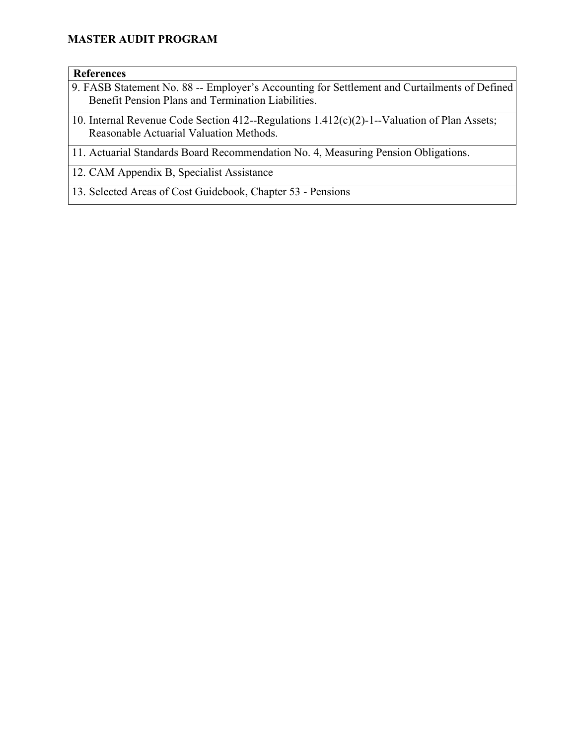| References |
|---|
| 9. FASB Statement No. 88 -- Employer's Accounting for Settlement and Curtailments of Defined Benefit Pension Plans and Termination Liabilities. |
| 10. Internal Revenue Code Section 412--Regulations 1.412(c)(2)-1--Valuation of Plan Assets; Reasonable Actuarial Valuation Methods. |
| 11. Actuarial Standards Board Recommendation No. 4, Measuring Pension Obligations. |
| 12. CAM Appendix B, Specialist Assistance |
| 13. Selected Areas of Cost Guidebook, Chapter 53 - Pensions |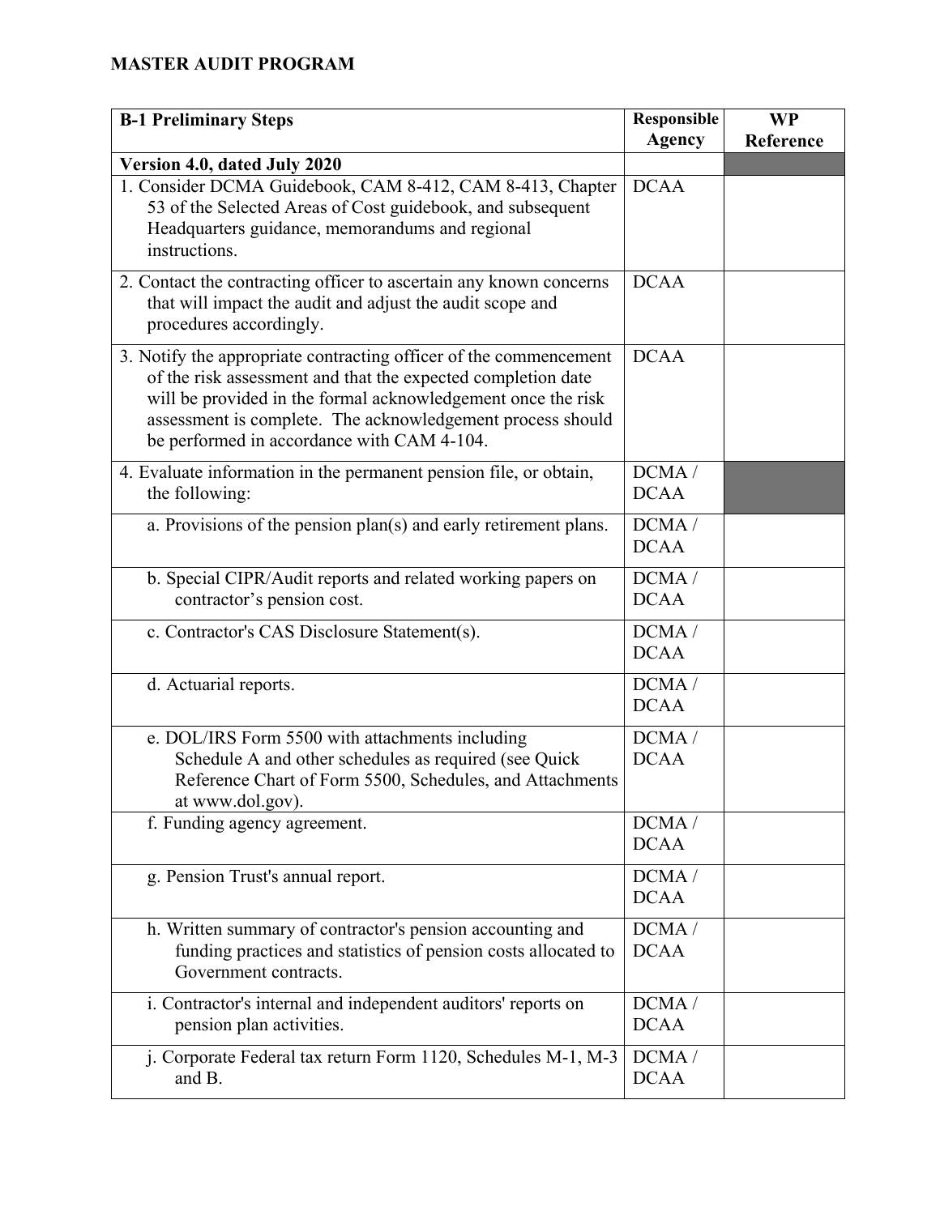**MASTER AUDIT PROGRAM**

| B-1 Preliminary Steps | Responsible Agency | WP Reference |
|---|---|---|
| **Version 4.0, dated July 2020** | | |
| 1. Consider DCMA Guidebook, CAM 8-412, CAM 8-413, Chapter 53 of the Selected Areas of Cost guidebook, and subsequent Headquarters guidance, memorandums and regional instructions. | DCAA | |
| 2. Contact the contracting officer to ascertain any known concerns that will impact the audit and adjust the audit scope and procedures accordingly. | DCAA | |
| 3. Notify the appropriate contracting officer of the commencement of the risk assessment and that the expected completion date will be provided in the formal acknowledgement once the risk assessment is complete. The acknowledgement process should be performed in accordance with CAM 4-104. | DCAA | |
| 4. Evaluate information in the permanent pension file, or obtain, the following: | DCMA / DCAA | |
| a. Provisions of the pension plan(s) and early retirement plans. | DCMA / DCAA | |
| b. Special CIPR/Audit reports and related working papers on contractor's pension cost. | DCMA / DCAA | |
| c. Contractor's CAS Disclosure Statement(s). | DCMA / DCAA | |
| d. Actuarial reports. | DCMA / DCAA | |
| e. DOL/IRS Form 5500 with attachments including Schedule A and other schedules as required (see Quick Reference Chart of Form 5500, Schedules, and Attachments at www.dol.gov). | DCMA / DCAA | |
| f. Funding agency agreement. | DCMA / DCAA | |
| g. Pension Trust's annual report. | DCMA / DCAA | |
| h. Written summary of contractor's pension accounting and funding practices and statistics of pension costs allocated to Government contracts. | DCMA / DCAA | |
| i. Contractor's internal and independent auditors' reports on pension plan activities. | DCMA / DCAA | |
| j. Corporate Federal tax return Form 1120, Schedules M-1, M-3 and B. | DCMA / DCAA | |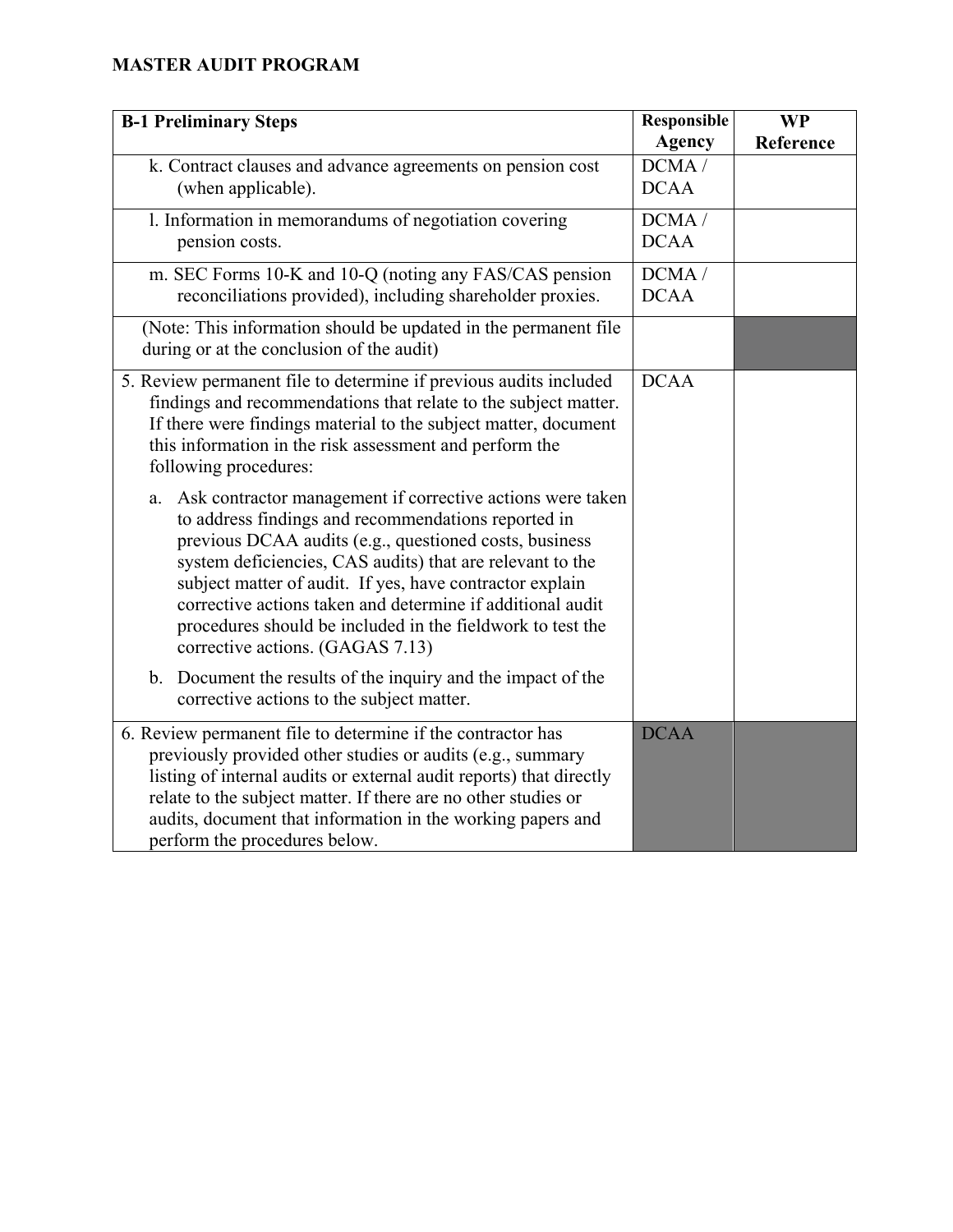**MASTER AUDIT PROGRAM**

| B-1 Preliminary Steps | Responsible Agency | WP Reference |
|---|---|---|
| k. Contract clauses and advance agreements on pension cost (when applicable). | DCMA / DCAA | |
| l. Information in memorandums of negotiation covering pension costs. | DCMA / DCAA | |
| m. SEC Forms 10-K and 10-Q (noting any FAS/CAS pension reconciliations provided), including shareholder proxies. | DCMA / DCAA | |
| (Note: This information should be updated in the permanent file during or at the conclusion of the audit) | | |
| 5. Review permanent file to determine if previous audits included findings and recommendations that relate to the subject matter. If there were findings material to the subject matter, document this information in the risk assessment and perform the following procedures:<br><br>a. Ask contractor management if corrective actions were taken to address findings and recommendations reported in previous DCAA audits (e.g., questioned costs, business system deficiencies, CAS audits) that are relevant to the subject matter of audit. If yes, have contractor explain corrective actions taken and determine if additional audit procedures should be included in the fieldwork to test the corrective actions. (GAGAS 7.13)<br><br>b. Document the results of the inquiry and the impact of the corrective actions to the subject matter. | DCAA | |
| 6. Review permanent file to determine if the contractor has previously provided other studies or audits (e.g., summary listing of internal audits or external audit reports) that directly relate to the subject matter. If there are no other studies or audits, document that information in the working papers and perform the procedures below. | DCAA | |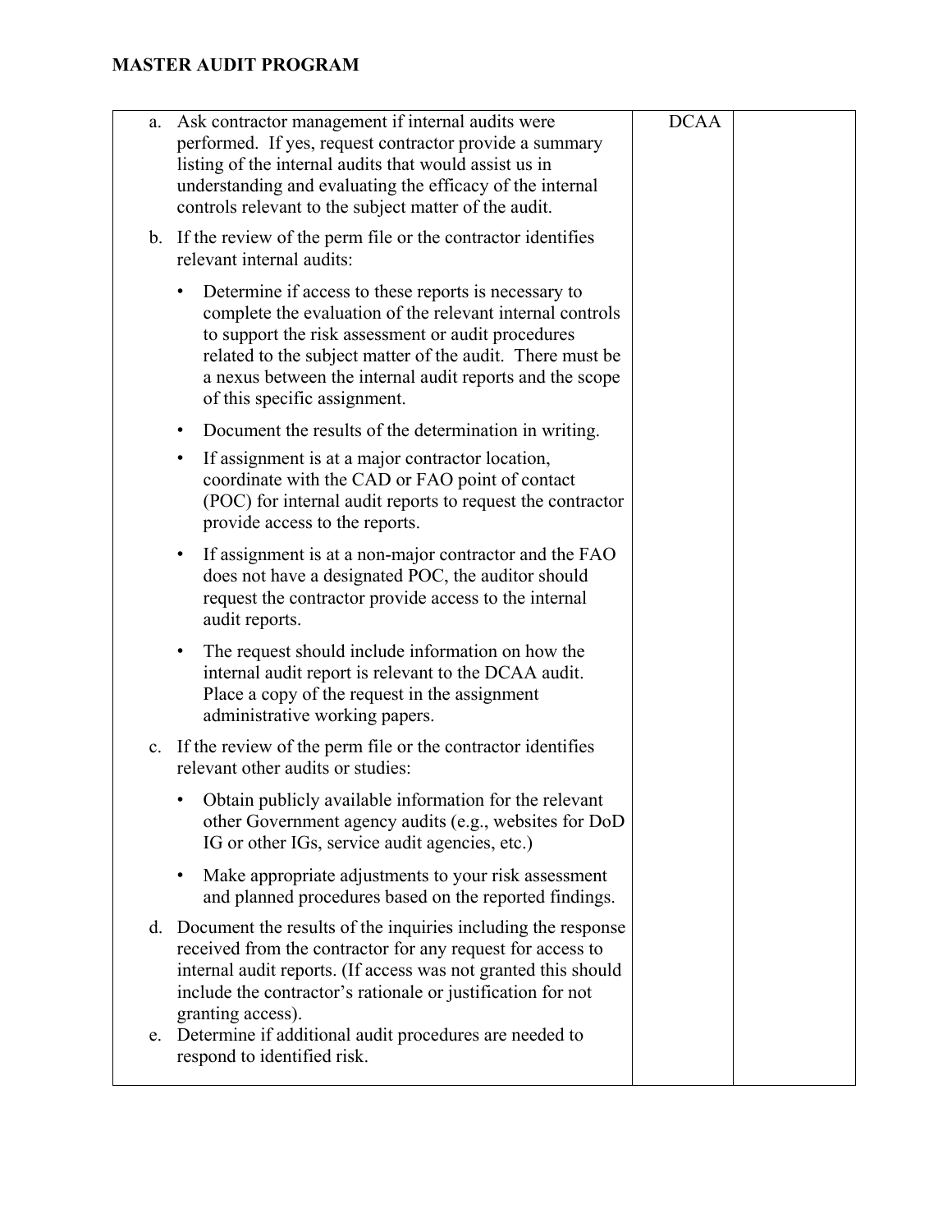## MASTER AUDIT PROGRAM

| | | |
|---|---|---|
| a. Ask contractor management if internal audits were performed. If yes, request contractor provide a summary listing of the internal audits that would assist us in understanding and evaluating the efficacy of the internal controls relevant to the subject matter of the audit.<br><br>b. If the review of the perm file or the contractor identifies relevant internal audits:<br><br>• Determine if access to these reports is necessary to complete the evaluation of the relevant internal controls to support the risk assessment or audit procedures related to the subject matter of the audit. There must be a nexus between the internal audit reports and the scope of this specific assignment.<br><br>• Document the results of the determination in writing.<br><br>• If assignment is at a major contractor location, coordinate with the CAD or FAO point of contact (POC) for internal audit reports to request the contractor provide access to the reports.<br><br>• If assignment is at a non-major contractor and the FAO does not have a designated POC, the auditor should request the contractor provide access to the internal audit reports.<br><br>• The request should include information on how the internal audit report is relevant to the DCAA audit. Place a copy of the request in the assignment administrative working papers.<br><br>c. If the review of the perm file or the contractor identifies relevant other audits or studies:<br><br>• Obtain publicly available information for the relevant other Government agency audits (e.g., websites for DoD IG or other IGs, service audit agencies, etc.)<br><br>• Make appropriate adjustments to your risk assessment and planned procedures based on the reported findings.<br><br>d. Document the results of the inquiries including the response received from the contractor for any request for access to internal audit reports. (If access was not granted this should include the contractor's rationale or justification for not granting access).<br><br>e. Determine if additional audit procedures are needed to respond to identified risk. | DCAA | |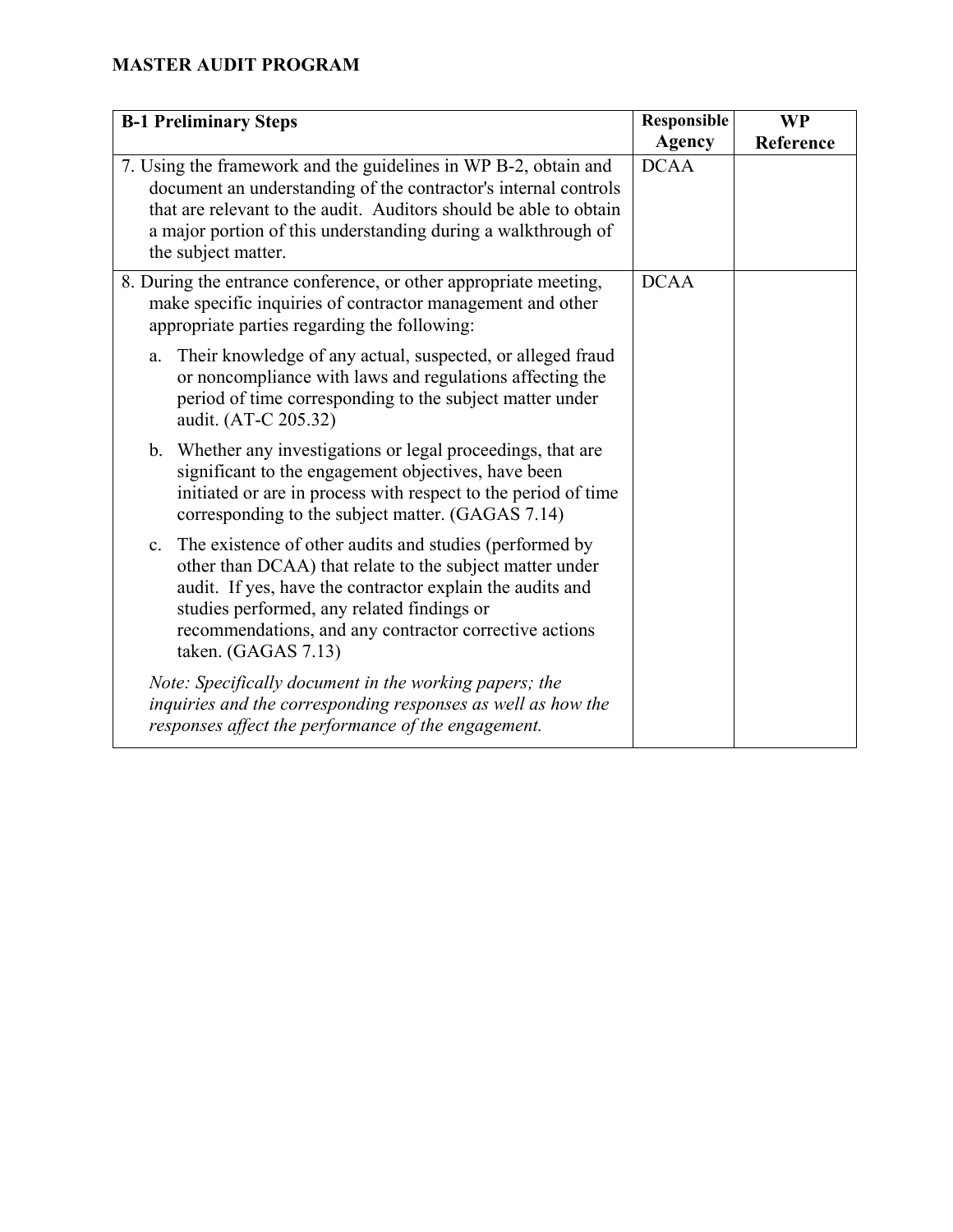**MASTER AUDIT PROGRAM**

| B-1 Preliminary Steps | Responsible Agency | WP Reference |
|---|---|---|
| 7. Using the framework and the guidelines in WP B-2, obtain and document an understanding of the contractor's internal controls that are relevant to the audit. Auditors should be able to obtain a major portion of this understanding during a walkthrough of the subject matter. | DCAA | |
| 8. During the entrance conference, or other appropriate meeting, make specific inquiries of contractor management and other appropriate parties regarding the following:<br><br>a. Their knowledge of any actual, suspected, or alleged fraud or noncompliance with laws and regulations affecting the period of time corresponding to the subject matter under audit. (AT-C 205.32)<br><br>b. Whether any investigations or legal proceedings, that are significant to the engagement objectives, have been initiated or are in process with respect to the period of time corresponding to the subject matter. (GAGAS 7.14)<br><br>c. The existence of other audits and studies (performed by other than DCAA) that relate to the subject matter under audit. If yes, have the contractor explain the audits and studies performed, any related findings or recommendations, and any contractor corrective actions taken. (GAGAS 7.13)<br><br>*Note: Specifically document in the working papers; the inquiries and the corresponding responses as well as how the responses affect the performance of the engagement.* | DCAA | |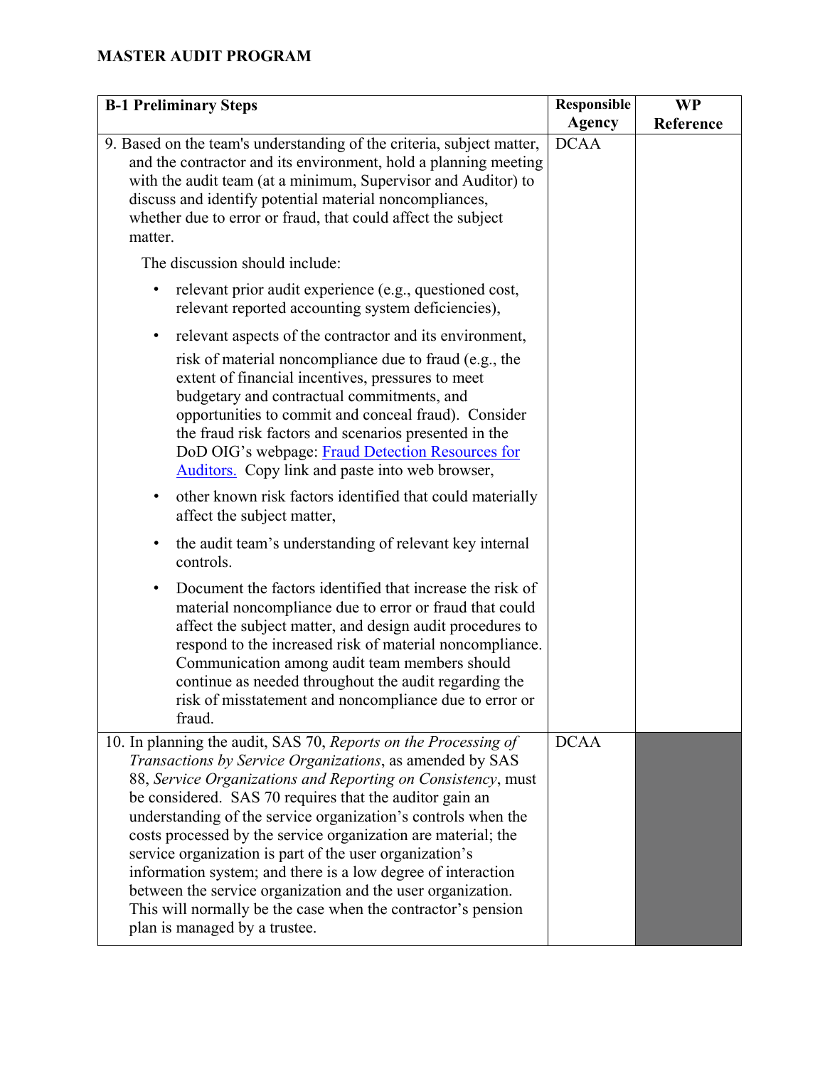**MASTER AUDIT PROGRAM**

| B-1 Preliminary Steps | Responsible Agency | WP Reference |
|---|---|---|
| 9. Based on the team's understanding of the criteria, subject matter, and the contractor and its environment, hold a planning meeting with the audit team (at a minimum, Supervisor and Auditor) to discuss and identify potential material noncompliances, whether due to error or fraud, that could affect the subject matter.<br><br>The discussion should include:<br><br>• relevant prior audit experience (e.g., questioned cost, relevant reported accounting system deficiencies),<br><br>• relevant aspects of the contractor and its environment, risk of material noncompliance due to fraud (e.g., the extent of financial incentives, pressures to meet budgetary and contractual commitments, and opportunities to commit and conceal fraud). Consider the fraud risk factors and scenarios presented in the DoD OIG's webpage: [Fraud Detection Resources for Auditors.]() Copy link and paste into web browser,<br><br>• other known risk factors identified that could materially affect the subject matter,<br><br>• the audit team's understanding of relevant key internal controls.<br><br>• Document the factors identified that increase the risk of material noncompliance due to error or fraud that could affect the subject matter, and design audit procedures to respond to the increased risk of material noncompliance. Communication among audit team members should continue as needed throughout the audit regarding the risk of misstatement and noncompliance due to error or fraud. | DCAA | |
| 10. In planning the audit, SAS 70, *Reports on the Processing of Transactions by Service Organizations*, as amended by SAS 88, *Service Organizations and Reporting on Consistency*, must be considered. SAS 70 requires that the auditor gain an understanding of the service organization's controls when the costs processed by the service organization are material; the service organization is part of the user organization's information system; and there is a low degree of interaction between the service organization and the user organization. This will normally be the case when the contractor's pension plan is managed by a trustee. | DCAA | |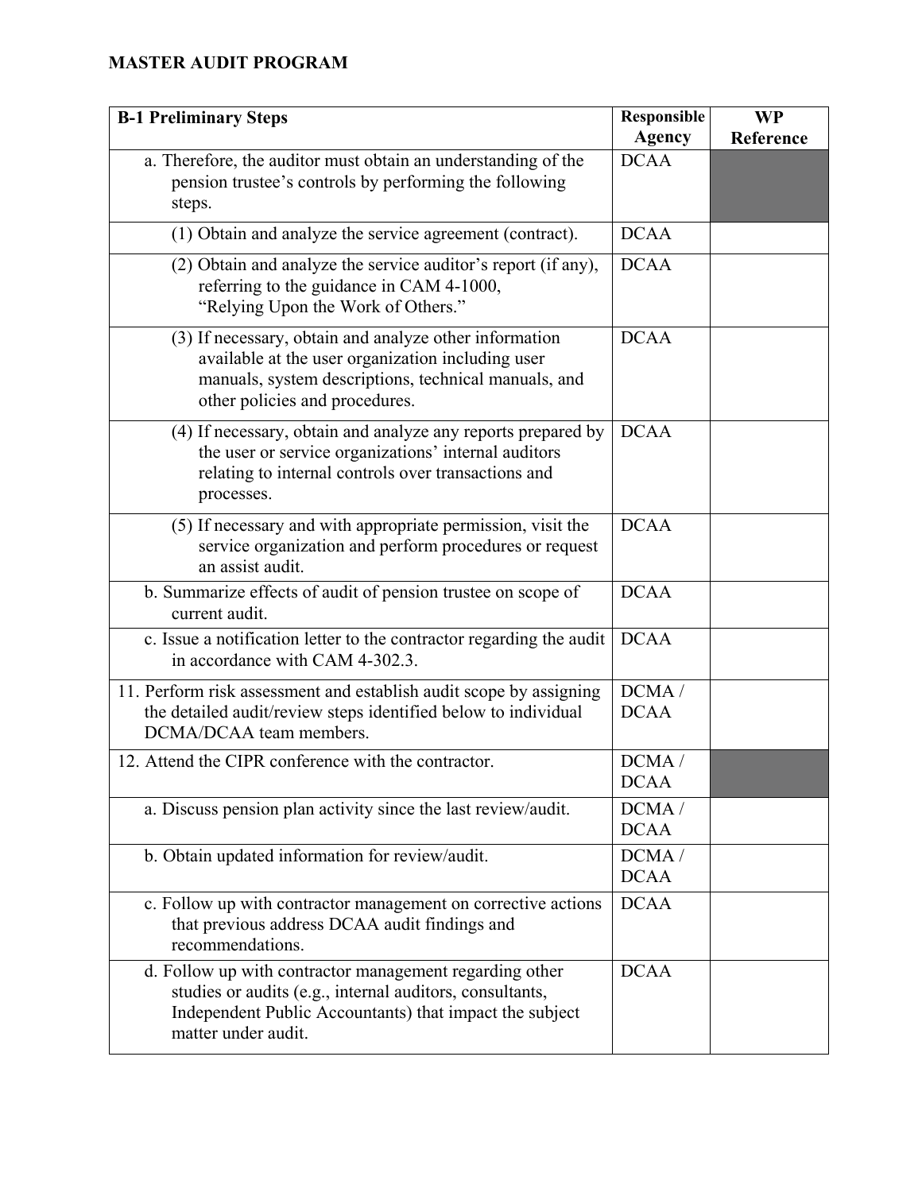**MASTER AUDIT PROGRAM**

| B-1 Preliminary Steps | Responsible Agency | WP Reference |
|---|---|---|
| a. Therefore, the auditor must obtain an understanding of the pension trustee's controls by performing the following steps. | DCAA | |
| (1) Obtain and analyze the service agreement (contract). | DCAA | |
| (2) Obtain and analyze the service auditor's report (if any), referring to the guidance in CAM 4-1000, "Relying Upon the Work of Others." | DCAA | |
| (3) If necessary, obtain and analyze other information available at the user organization including user manuals, system descriptions, technical manuals, and other policies and procedures. | DCAA | |
| (4) If necessary, obtain and analyze any reports prepared by the user or service organizations' internal auditors relating to internal controls over transactions and processes. | DCAA | |
| (5) If necessary and with appropriate permission, visit the service organization and perform procedures or request an assist audit. | DCAA | |
| b. Summarize effects of audit of pension trustee on scope of current audit. | DCAA | |
| c. Issue a notification letter to the contractor regarding the audit in accordance with CAM 4-302.3. | DCAA | |
| 11. Perform risk assessment and establish audit scope by assigning the detailed audit/review steps identified below to individual DCMA/DCAA team members. | DCMA / DCAA | |
| 12. Attend the CIPR conference with the contractor. | DCMA / DCAA | |
| a. Discuss pension plan activity since the last review/audit. | DCMA / DCAA | |
| b. Obtain updated information for review/audit. | DCMA / DCAA | |
| c. Follow up with contractor management on corrective actions that previous address DCAA audit findings and recommendations. | DCAA | |
| d. Follow up with contractor management regarding other studies or audits (e.g., internal auditors, consultants, Independent Public Accountants) that impact the subject matter under audit. | DCAA | |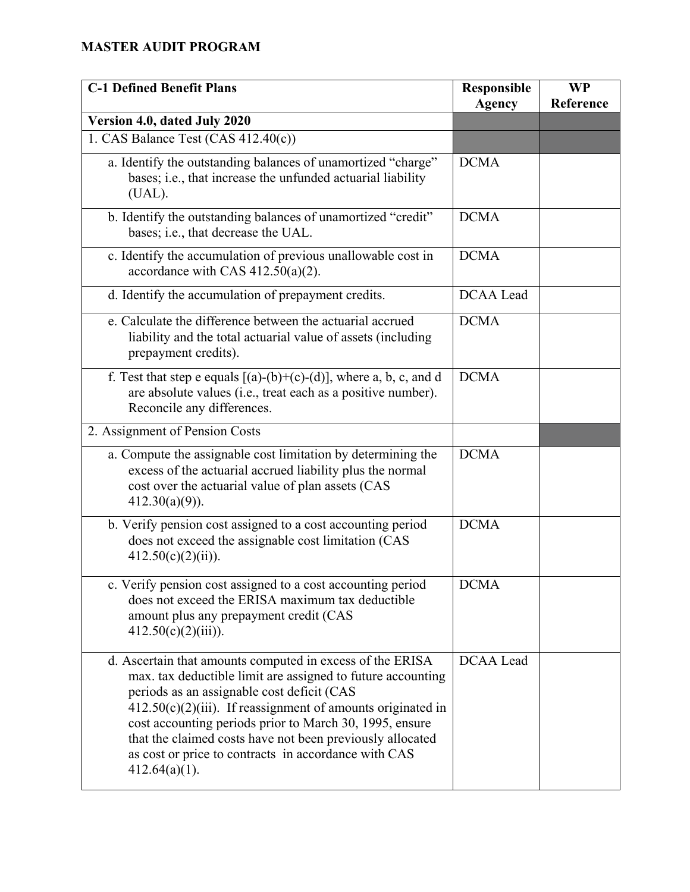**MASTER AUDIT PROGRAM**

| C-1 Defined Benefit Plans | Responsible Agency | WP Reference |
|---|---|---|
| **Version 4.0, dated July 2020** | | |
| 1. CAS Balance Test (CAS 412.40(c)) | | |
| a. Identify the outstanding balances of unamortized "charge" bases; i.e., that increase the unfunded actuarial liability (UAL). | DCMA | |
| b. Identify the outstanding balances of unamortized "credit" bases; i.e., that decrease the UAL. | DCMA | |
| c. Identify the accumulation of previous unallowable cost in accordance with CAS 412.50(a)(2). | DCMA | |
| d. Identify the accumulation of prepayment credits. | DCAA Lead | |
| e. Calculate the difference between the actuarial accrued liability and the total actuarial value of assets (including prepayment credits). | DCMA | |
| f. Test that step e equals [(a)-(b)+(c)-(d)], where a, b, c, and d are absolute values (i.e., treat each as a positive number). Reconcile any differences. | DCMA | |
| 2. Assignment of Pension Costs | | |
| a. Compute the assignable cost limitation by determining the excess of the actuarial accrued liability plus the normal cost over the actuarial value of plan assets (CAS 412.30(a)(9)). | DCMA | |
| b. Verify pension cost assigned to a cost accounting period does not exceed the assignable cost limitation (CAS 412.50(c)(2)(ii)). | DCMA | |
| c. Verify pension cost assigned to a cost accounting period does not exceed the ERISA maximum tax deductible amount plus any prepayment credit (CAS 412.50(c)(2)(iii)). | DCMA | |
| d. Ascertain that amounts computed in excess of the ERISA max. tax deductible limit are assigned to future accounting periods as an assignable cost deficit (CAS 412.50(c)(2)(iii). If reassignment of amounts originated in cost accounting periods prior to March 30, 1995, ensure that the claimed costs have not been previously allocated as cost or price to contracts in accordance with CAS 412.64(a)(1). | DCAA Lead | |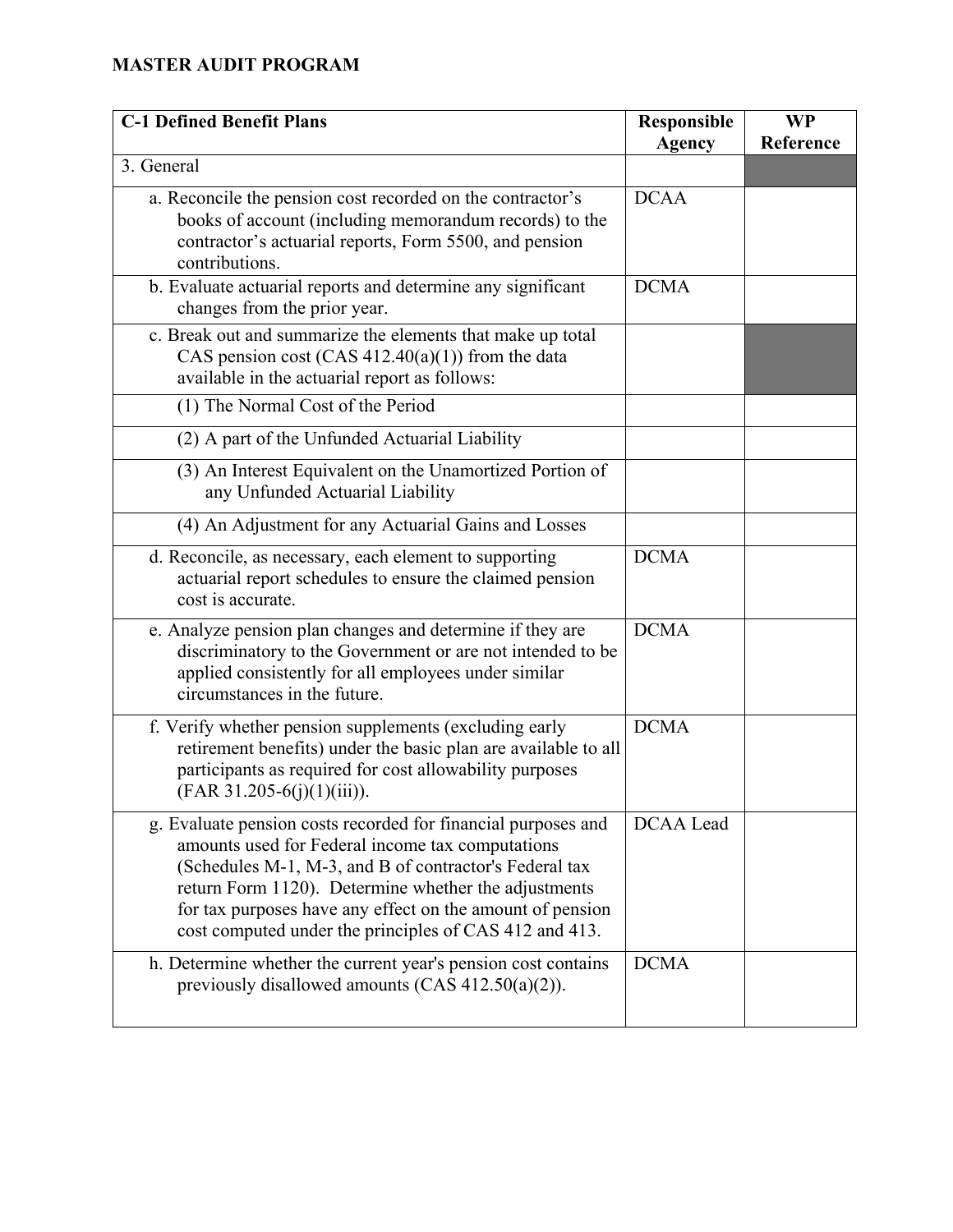**MASTER AUDIT PROGRAM**

| C-1 Defined Benefit Plans | Responsible Agency | WP Reference |
|---|---|---|
| 3. General | | |
| a. Reconcile the pension cost recorded on the contractor's books of account (including memorandum records) to the contractor's actuarial reports, Form 5500, and pension contributions. | DCAA | |
| b. Evaluate actuarial reports and determine any significant changes from the prior year. | DCMA | |
| c. Break out and summarize the elements that make up total CAS pension cost (CAS 412.40(a)(1)) from the data available in the actuarial report as follows: | | |
| (1) The Normal Cost of the Period | | |
| (2) A part of the Unfunded Actuarial Liability | | |
| (3) An Interest Equivalent on the Unamortized Portion of any Unfunded Actuarial Liability | | |
| (4) An Adjustment for any Actuarial Gains and Losses | | |
| d. Reconcile, as necessary, each element to supporting actuarial report schedules to ensure the claimed pension cost is accurate. | DCMA | |
| e. Analyze pension plan changes and determine if they are discriminatory to the Government or are not intended to be applied consistently for all employees under similar circumstances in the future. | DCMA | |
| f. Verify whether pension supplements (excluding early retirement benefits) under the basic plan are available to all participants as required for cost allowability purposes (FAR 31.205-6(j)(1)(iii)). | DCMA | |
| g. Evaluate pension costs recorded for financial purposes and amounts used for Federal income tax computations (Schedules M-1, M-3, and B of contractor's Federal tax return Form 1120). Determine whether the adjustments for tax purposes have any effect on the amount of pension cost computed under the principles of CAS 412 and 413. | DCAA Lead | |
| h. Determine whether the current year's pension cost contains previously disallowed amounts (CAS 412.50(a)(2)). | DCMA | |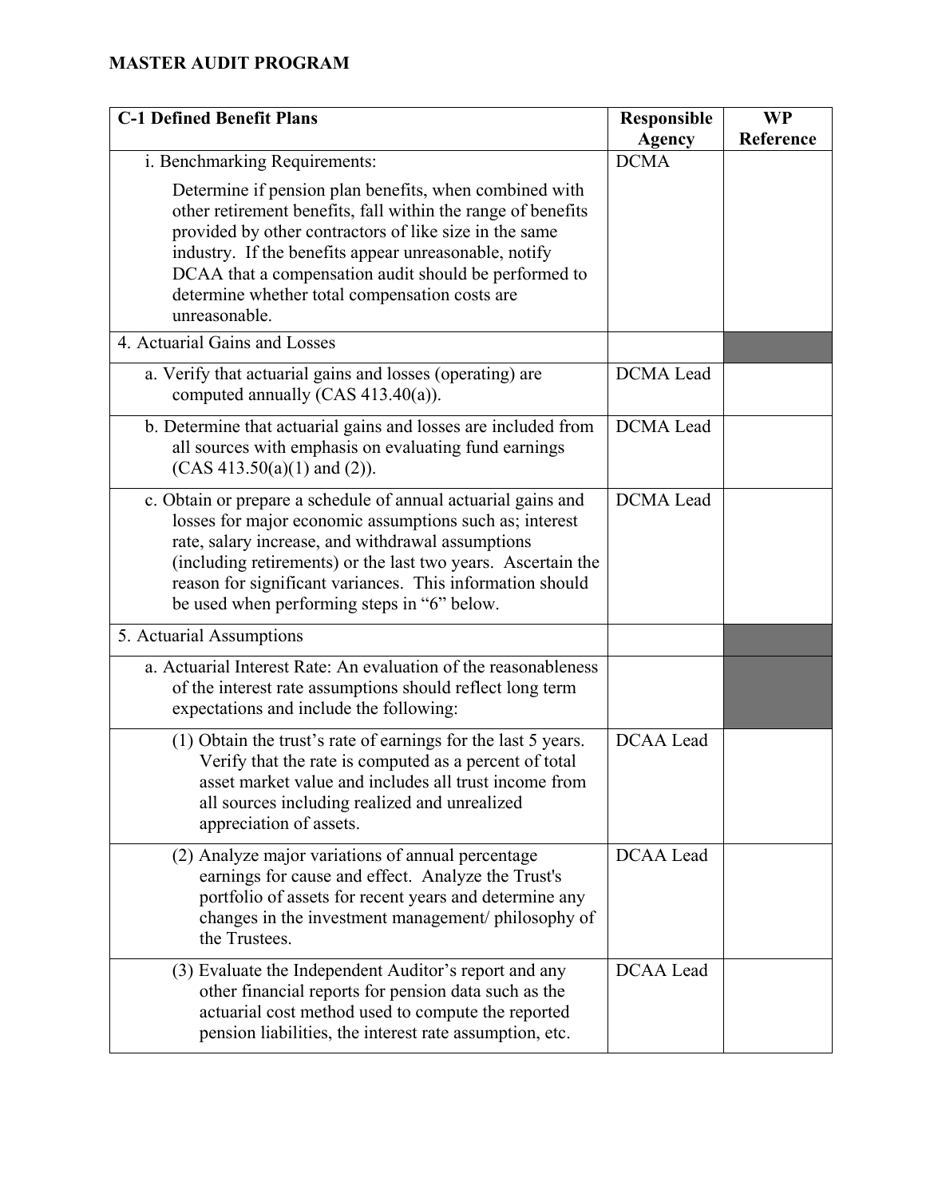**MASTER AUDIT PROGRAM**

| C-1 Defined Benefit Plans | Responsible Agency | WP Reference |
|---|---|---|
| i. Benchmarking Requirements:<br><br>Determine if pension plan benefits, when combined with other retirement benefits, fall within the range of benefits provided by other contractors of like size in the same industry. If the benefits appear unreasonable, notify DCAA that a compensation audit should be performed to determine whether total compensation costs are unreasonable. | DCMA | |
| 4. Actuarial Gains and Losses | | |
| a. Verify that actuarial gains and losses (operating) are computed annually (CAS 413.40(a)). | DCMA Lead | |
| b. Determine that actuarial gains and losses are included from all sources with emphasis on evaluating fund earnings (CAS 413.50(a)(1) and (2)). | DCMA Lead | |
| c. Obtain or prepare a schedule of annual actuarial gains and losses for major economic assumptions such as; interest rate, salary increase, and withdrawal assumptions (including retirements) or the last two years. Ascertain the reason for significant variances. This information should be used when performing steps in "6" below. | DCMA Lead | |
| 5. Actuarial Assumptions | | |
| a. Actuarial Interest Rate: An evaluation of the reasonableness of the interest rate assumptions should reflect long term expectations and include the following: | | |
| (1) Obtain the trust's rate of earnings for the last 5 years. Verify that the rate is computed as a percent of total asset market value and includes all trust income from all sources including realized and unrealized appreciation of assets. | DCAA Lead | |
| (2) Analyze major variations of annual percentage earnings for cause and effect. Analyze the Trust's portfolio of assets for recent years and determine any changes in the investment management/ philosophy of the Trustees. | DCAA Lead | |
| (3) Evaluate the Independent Auditor's report and any other financial reports for pension data such as the actuarial cost method used to compute the reported pension liabilities, the interest rate assumption, etc. | DCAA Lead | |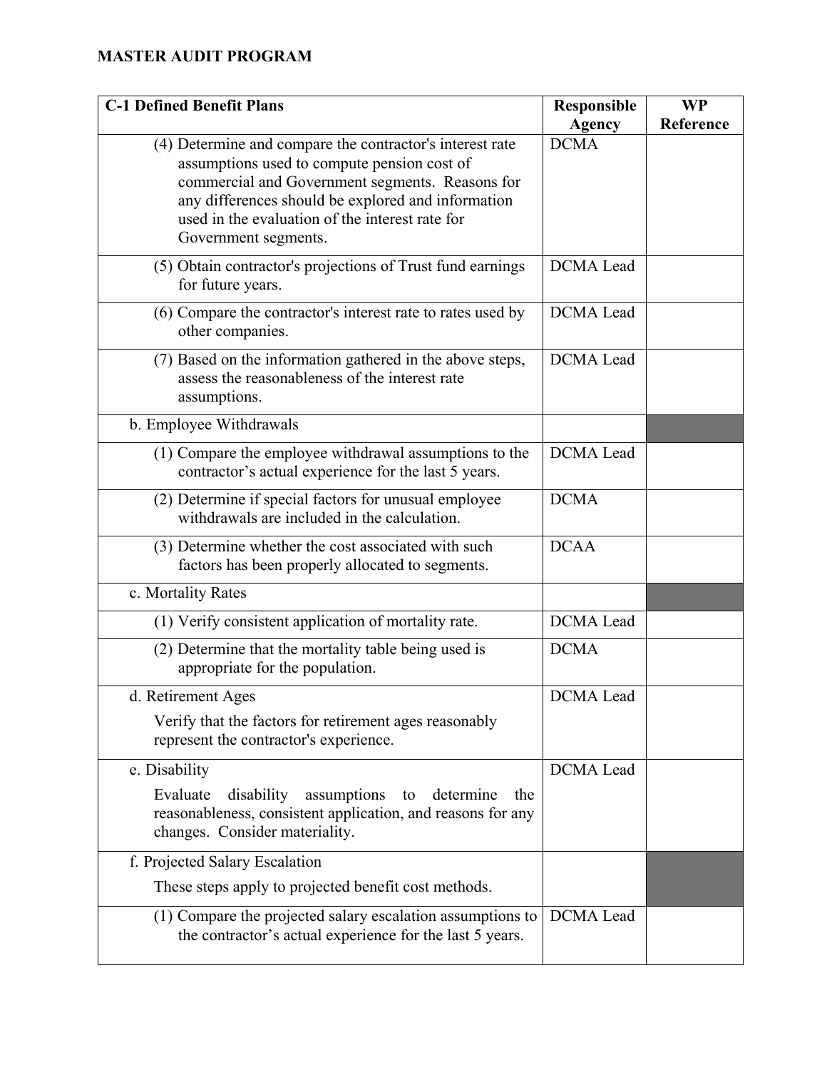**MASTER AUDIT PROGRAM**

| C-1 Defined Benefit Plans | Responsible Agency | WP Reference |
|---|---|---|
| (4) Determine and compare the contractor's interest rate assumptions used to compute pension cost of commercial and Government segments. Reasons for any differences should be explored and information used in the evaluation of the interest rate for Government segments. | DCMA | |
| (5) Obtain contractor's projections of Trust fund earnings for future years. | DCMA Lead | |
| (6) Compare the contractor's interest rate to rates used by other companies. | DCMA Lead | |
| (7) Based on the information gathered in the above steps, assess the reasonableness of the interest rate assumptions. | DCMA Lead | |
| b. Employee Withdrawals | | |
| (1) Compare the employee withdrawal assumptions to the contractor's actual experience for the last 5 years. | DCMA Lead | |
| (2) Determine if special factors for unusual employee withdrawals are included in the calculation. | DCMA | |
| (3) Determine whether the cost associated with such factors has been properly allocated to segments. | DCAA | |
| c. Mortality Rates | | |
| (1) Verify consistent application of mortality rate. | DCMA Lead | |
| (2) Determine that the mortality table being used is appropriate for the population. | DCMA | |
| d. Retirement Ages<br><br>Verify that the factors for retirement ages reasonably represent the contractor's experience. | DCMA Lead | |
| e. Disability<br><br>Evaluate disability assumptions to determine the reasonableness, consistent application, and reasons for any changes. Consider materiality. | DCMA Lead | |
| f. Projected Salary Escalation<br><br>These steps apply to projected benefit cost methods. | | |
| (1) Compare the projected salary escalation assumptions to the contractor's actual experience for the last 5 years. | DCMA Lead | |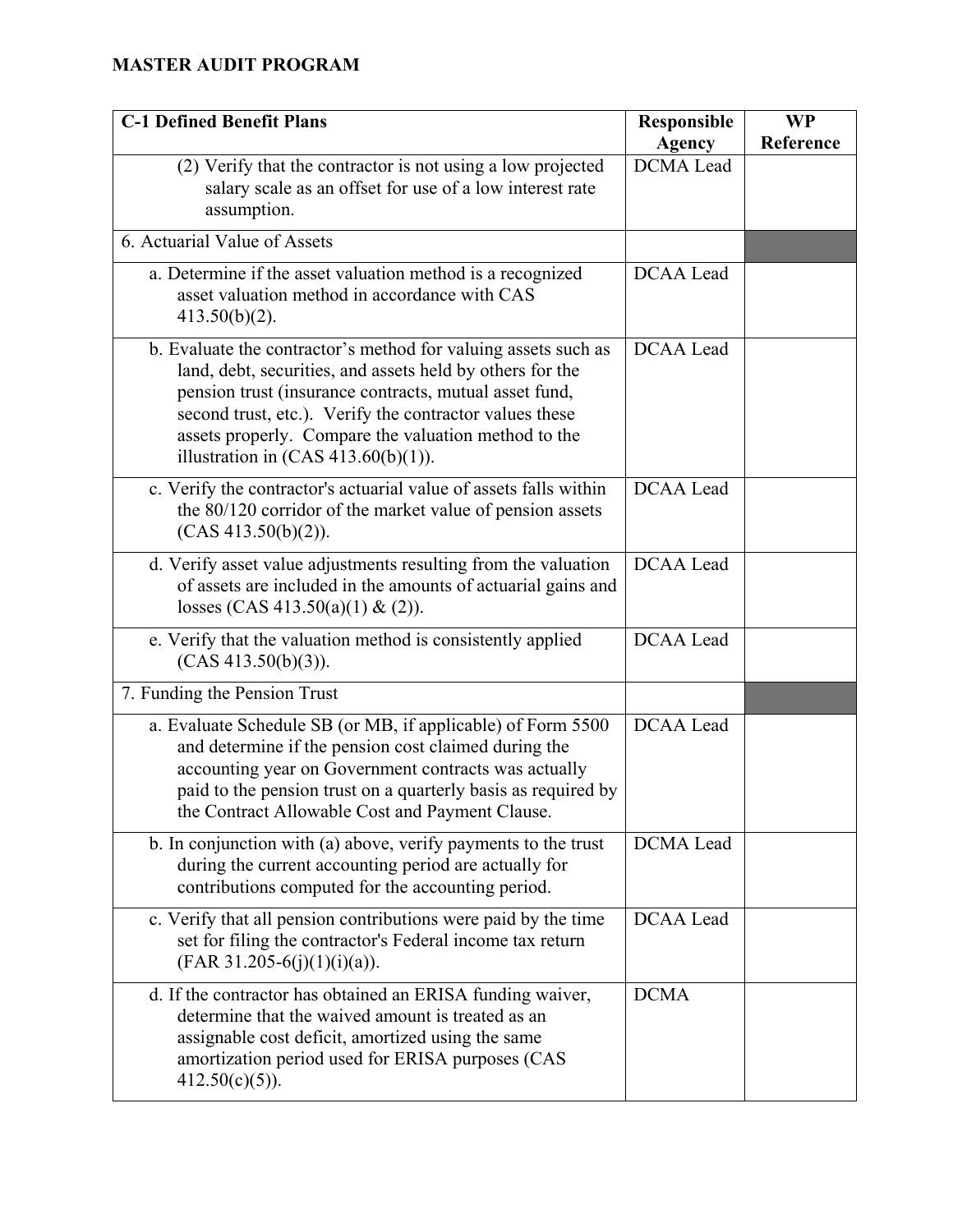## MASTER AUDIT PROGRAM

| C-1 Defined Benefit Plans | Responsible Agency | WP Reference |
|---|---|---|
| (2) Verify that the contractor is not using a low projected salary scale as an offset for use of a low interest rate assumption. | DCMA Lead | |
| 6. Actuarial Value of Assets | | |
| a. Determine if the asset valuation method is a recognized asset valuation method in accordance with CAS 413.50(b)(2). | DCAA Lead | |
| b. Evaluate the contractor's method for valuing assets such as land, debt, securities, and assets held by others for the pension trust (insurance contracts, mutual asset fund, second trust, etc.). Verify the contractor values these assets properly. Compare the valuation method to the illustration in (CAS 413.60(b)(1)). | DCAA Lead | |
| c. Verify the contractor's actuarial value of assets falls within the 80/120 corridor of the market value of pension assets (CAS 413.50(b)(2)). | DCAA Lead | |
| d. Verify asset value adjustments resulting from the valuation of assets are included in the amounts of actuarial gains and losses (CAS 413.50(a)(1) & (2)). | DCAA Lead | |
| e. Verify that the valuation method is consistently applied (CAS 413.50(b)(3)). | DCAA Lead | |
| 7. Funding the Pension Trust | | |
| a. Evaluate Schedule SB (or MB, if applicable) of Form 5500 and determine if the pension cost claimed during the accounting year on Government contracts was actually paid to the pension trust on a quarterly basis as required by the Contract Allowable Cost and Payment Clause. | DCAA Lead | |
| b. In conjunction with (a) above, verify payments to the trust during the current accounting period are actually for contributions computed for the accounting period. | DCMA Lead | |
| c. Verify that all pension contributions were paid by the time set for filing the contractor's Federal income tax return (FAR 31.205-6(j)(1)(i)(a)). | DCAA Lead | |
| d. If the contractor has obtained an ERISA funding waiver, determine that the waived amount is treated as an assignable cost deficit, amortized using the same amortization period used for ERISA purposes (CAS 412.50(c)(5)). | DCMA | |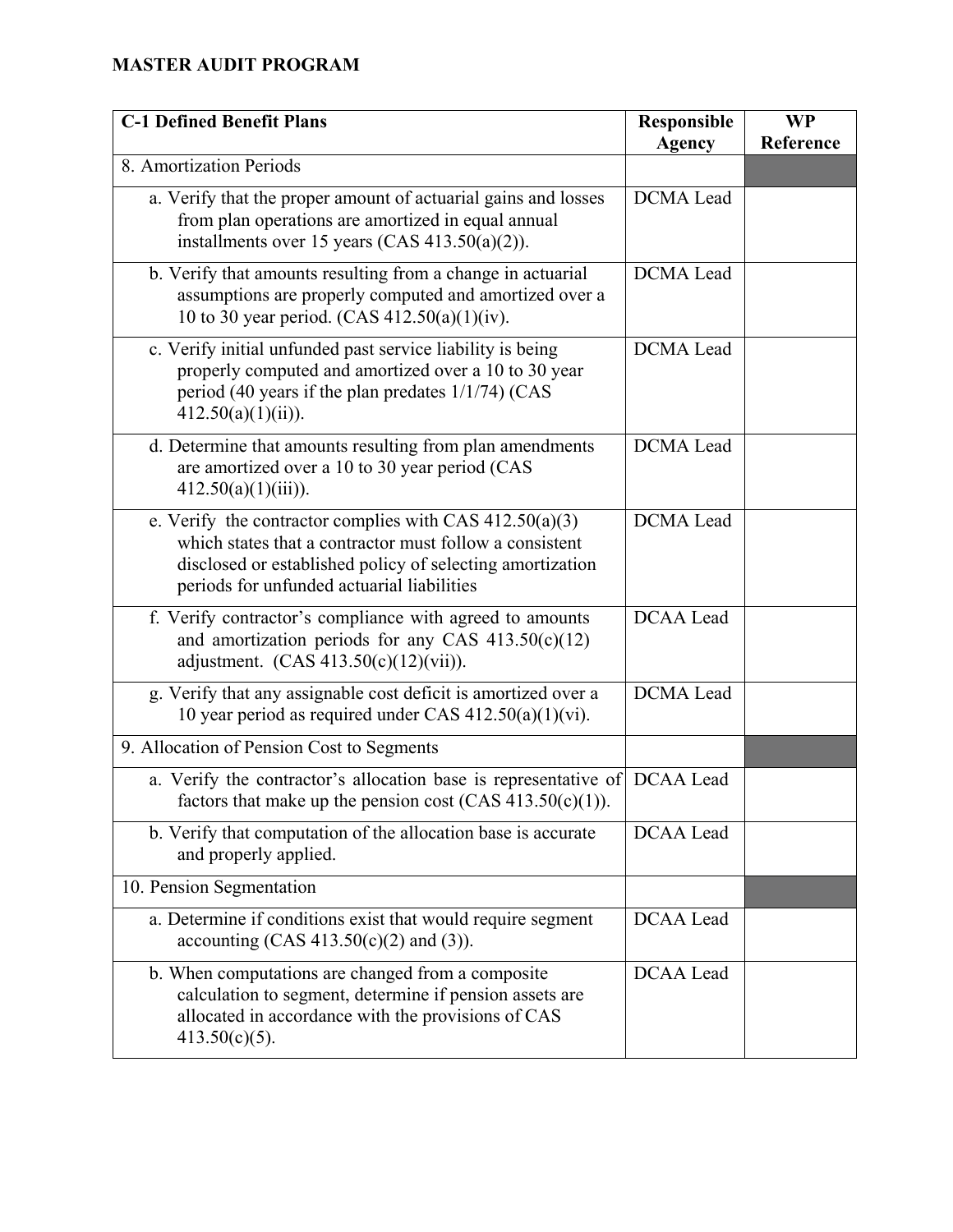**MASTER AUDIT PROGRAM**

| C-1 Defined Benefit Plans | Responsible Agency | WP Reference |
|---|---|---|
| 8. Amortization Periods | | |
| a. Verify that the proper amount of actuarial gains and losses from plan operations are amortized in equal annual installments over 15 years (CAS 413.50(a)(2)). | DCMA Lead | |
| b. Verify that amounts resulting from a change in actuarial assumptions are properly computed and amortized over a 10 to 30 year period. (CAS 412.50(a)(1)(iv). | DCMA Lead | |
| c. Verify initial unfunded past service liability is being properly computed and amortized over a 10 to 30 year period (40 years if the plan predates 1/1/74) (CAS 412.50(a)(1)(ii)). | DCMA Lead | |
| d. Determine that amounts resulting from plan amendments are amortized over a 10 to 30 year period (CAS 412.50(a)(1)(iii)). | DCMA Lead | |
| e. Verify the contractor complies with CAS 412.50(a)(3) which states that a contractor must follow a consistent disclosed or established policy of selecting amortization periods for unfunded actuarial liabilities | DCMA Lead | |
| f. Verify contractor's compliance with agreed to amounts and amortization periods for any CAS 413.50(c)(12) adjustment. (CAS 413.50(c)(12)(vii)). | DCAA Lead | |
| g. Verify that any assignable cost deficit is amortized over a 10 year period as required under CAS 412.50(a)(1)(vi). | DCMA Lead | |
| 9. Allocation of Pension Cost to Segments | | |
| a. Verify the contractor's allocation base is representative of factors that make up the pension cost (CAS 413.50(c)(1)). | DCAA Lead | |
| b. Verify that computation of the allocation base is accurate and properly applied. | DCAA Lead | |
| 10. Pension Segmentation | | |
| a. Determine if conditions exist that would require segment accounting (CAS 413.50(c)(2) and (3)). | DCAA Lead | |
| b. When computations are changed from a composite calculation to segment, determine if pension assets are allocated in accordance with the provisions of CAS 413.50(c)(5). | DCAA Lead | |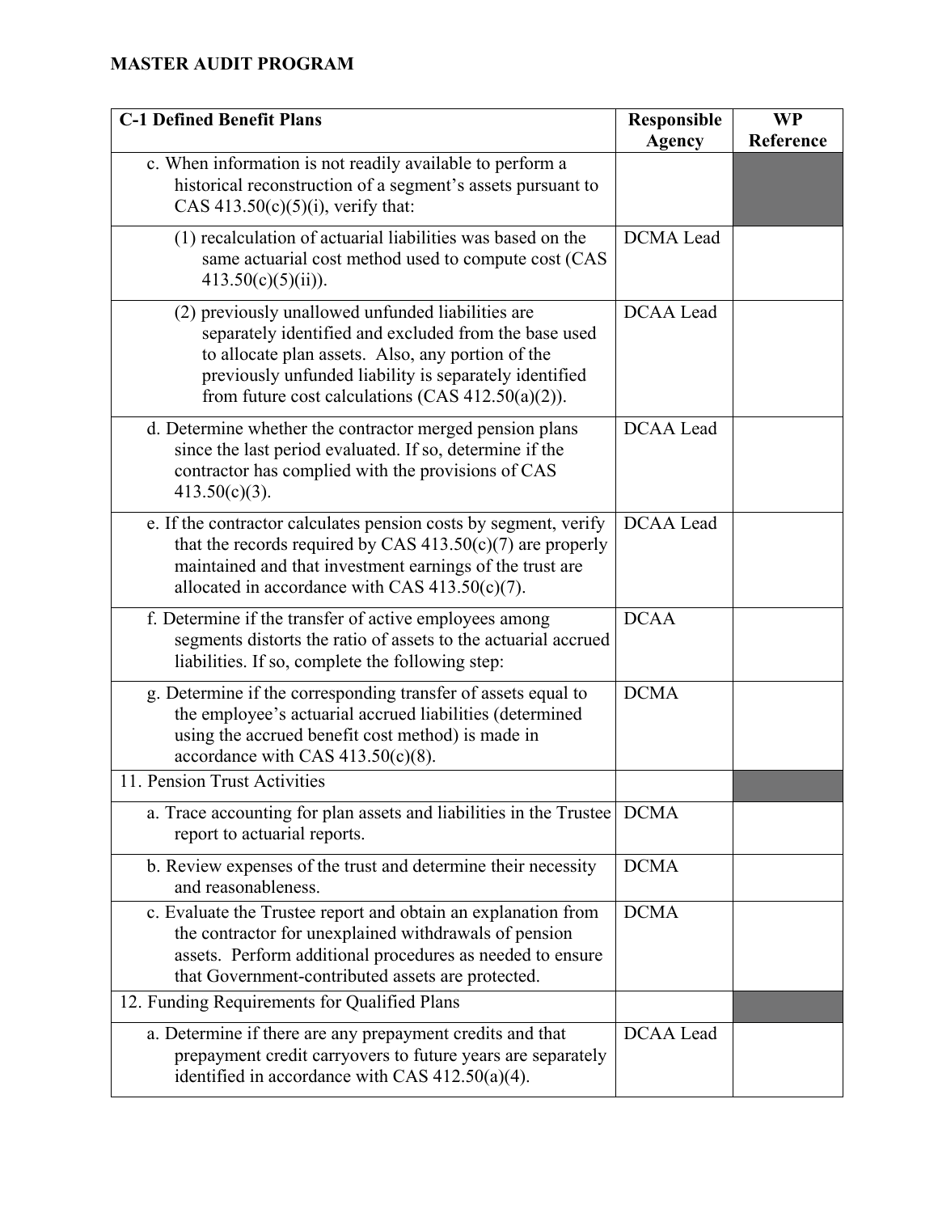**MASTER AUDIT PROGRAM**

| C-1 Defined Benefit Plans | Responsible Agency | WP Reference |
|---|---|---|
| c. When information is not readily available to perform a historical reconstruction of a segment's assets pursuant to CAS 413.50(c)(5)(i), verify that: | | |
| (1) recalculation of actuarial liabilities was based on the same actuarial cost method used to compute cost (CAS 413.50(c)(5)(ii)). | DCMA Lead | |
| (2) previously unallowed unfunded liabilities are separately identified and excluded from the base used to allocate plan assets. Also, any portion of the previously unfunded liability is separately identified from future cost calculations (CAS 412.50(a)(2)). | DCAA Lead | |
| d. Determine whether the contractor merged pension plans since the last period evaluated. If so, determine if the contractor has complied with the provisions of CAS 413.50(c)(3). | DCAA Lead | |
| e. If the contractor calculates pension costs by segment, verify that the records required by CAS 413.50(c)(7) are properly maintained and that investment earnings of the trust are allocated in accordance with CAS 413.50(c)(7). | DCAA Lead | |
| f. Determine if the transfer of active employees among segments distorts the ratio of assets to the actuarial accrued liabilities. If so, complete the following step: | DCAA | |
| g. Determine if the corresponding transfer of assets equal to the employee's actuarial accrued liabilities (determined using the accrued benefit cost method) is made in accordance with CAS 413.50(c)(8). | DCMA | |
| 11. Pension Trust Activities | | |
| a. Trace accounting for plan assets and liabilities in the Trustee report to actuarial reports. | DCMA | |
| b. Review expenses of the trust and determine their necessity and reasonableness. | DCMA | |
| c. Evaluate the Trustee report and obtain an explanation from the contractor for unexplained withdrawals of pension assets. Perform additional procedures as needed to ensure that Government-contributed assets are protected. | DCMA | |
| 12. Funding Requirements for Qualified Plans | | |
| a. Determine if there are any prepayment credits and that prepayment credit carryovers to future years are separately identified in accordance with CAS 412.50(a)(4). | DCAA Lead | |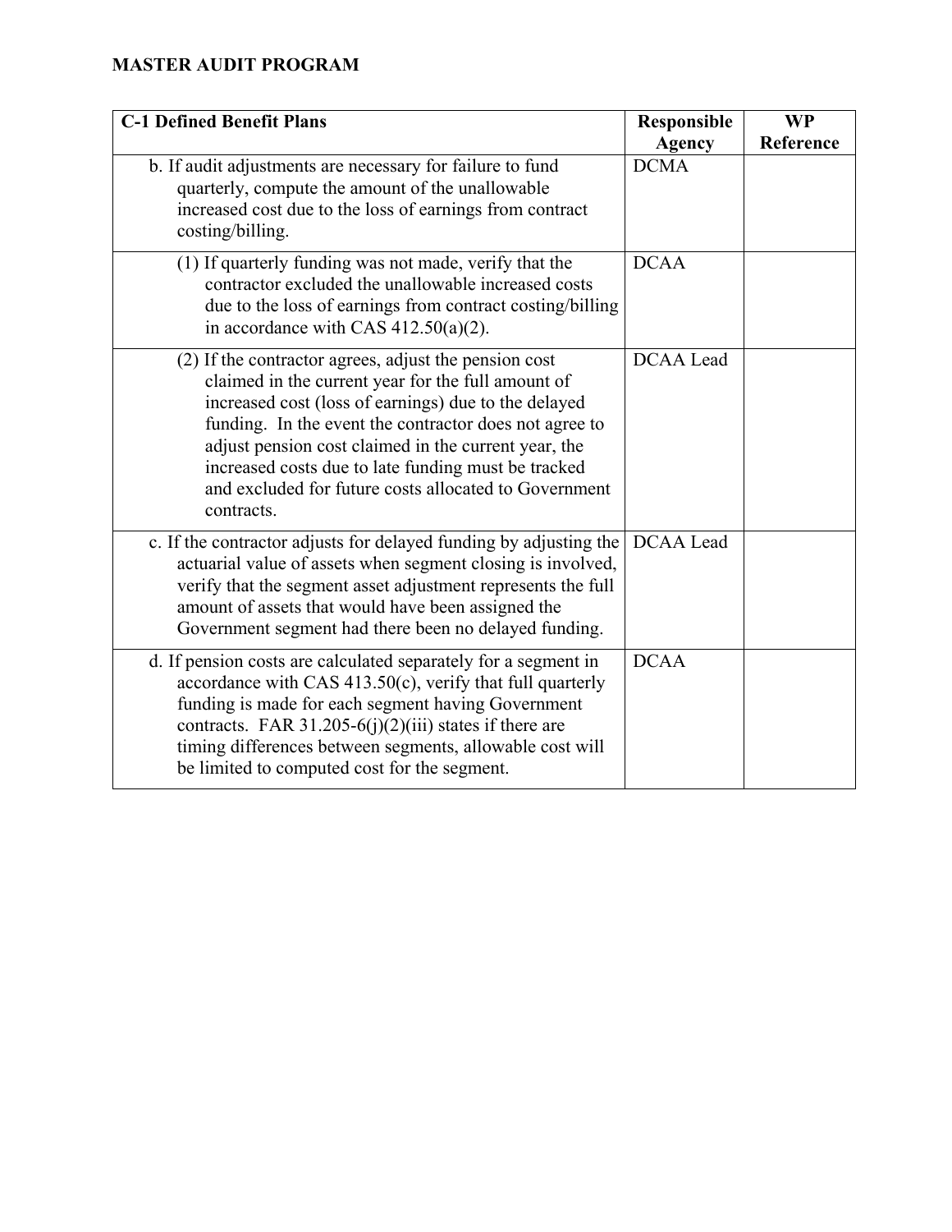**MASTER AUDIT PROGRAM**

| C-1 Defined Benefit Plans | Responsible Agency | WP Reference |
|---|---|---|
| b. If audit adjustments are necessary for failure to fund quarterly, compute the amount of the unallowable increased cost due to the loss of earnings from contract costing/billing. | DCMA | |
| (1) If quarterly funding was not made, verify that the contractor excluded the unallowable increased costs due to the loss of earnings from contract costing/billing in accordance with CAS 412.50(a)(2). | DCAA | |
| (2) If the contractor agrees, adjust the pension cost claimed in the current year for the full amount of increased cost (loss of earnings) due to the delayed funding. In the event the contractor does not agree to adjust pension cost claimed in the current year, the increased costs due to late funding must be tracked and excluded for future costs allocated to Government contracts. | DCAA Lead | |
| c. If the contractor adjusts for delayed funding by adjusting the actuarial value of assets when segment closing is involved, verify that the segment asset adjustment represents the full amount of assets that would have been assigned the Government segment had there been no delayed funding. | DCAA Lead | |
| d. If pension costs are calculated separately for a segment in accordance with CAS 413.50(c), verify that full quarterly funding is made for each segment having Government contracts. FAR 31.205-6(j)(2)(iii) states if there are timing differences between segments, allowable cost will be limited to computed cost for the segment. | DCAA | |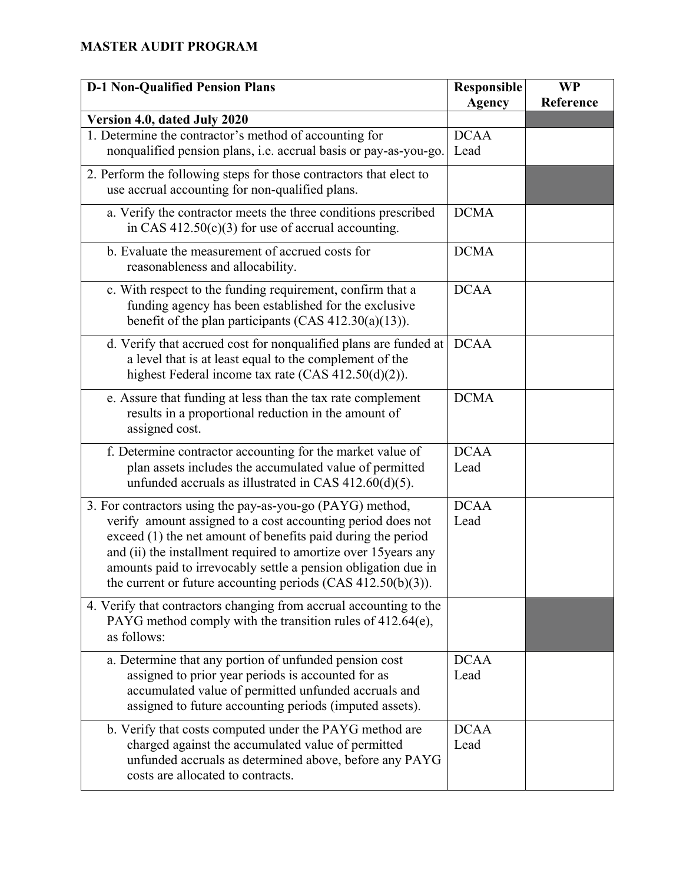**MASTER AUDIT PROGRAM**

| D-1 Non-Qualified Pension Plans | Responsible Agency | WP Reference |
|---|---|---|
| **Version 4.0, dated July 2020** | | |
| 1. Determine the contractor's method of accounting for nonqualified pension plans, i.e. accrual basis or pay-as-you-go. | DCAA Lead | |
| 2. Perform the following steps for those contractors that elect to use accrual accounting for non-qualified plans. | | |
| a. Verify the contractor meets the three conditions prescribed in CAS 412.50(c)(3) for use of accrual accounting. | DCMA | |
| b. Evaluate the measurement of accrued costs for reasonableness and allocability. | DCMA | |
| c. With respect to the funding requirement, confirm that a funding agency has been established for the exclusive benefit of the plan participants (CAS 412.30(a)(13)). | DCAA | |
| d. Verify that accrued cost for nonqualified plans are funded at a level that is at least equal to the complement of the highest Federal income tax rate (CAS 412.50(d)(2)). | DCAA | |
| e. Assure that funding at less than the tax rate complement results in a proportional reduction in the amount of assigned cost. | DCMA | |
| f. Determine contractor accounting for the market value of plan assets includes the accumulated value of permitted unfunded accruals as illustrated in CAS 412.60(d)(5). | DCAA Lead | |
| 3. For contractors using the pay-as-you-go (PAYG) method, verify amount assigned to a cost accounting period does not exceed (1) the net amount of benefits paid during the period and (ii) the installment required to amortize over 15years any amounts paid to irrevocably settle a pension obligation due in the current or future accounting periods (CAS 412.50(b)(3)). | DCAA Lead | |
| 4. Verify that contractors changing from accrual accounting to the PAYG method comply with the transition rules of 412.64(e), as follows: | | |
| a. Determine that any portion of unfunded pension cost assigned to prior year periods is accounted for as accumulated value of permitted unfunded accruals and assigned to future accounting periods (imputed assets). | DCAA Lead | |
| b. Verify that costs computed under the PAYG method are charged against the accumulated value of permitted unfunded accruals as determined above, before any PAYG costs are allocated to contracts. | DCAA Lead | |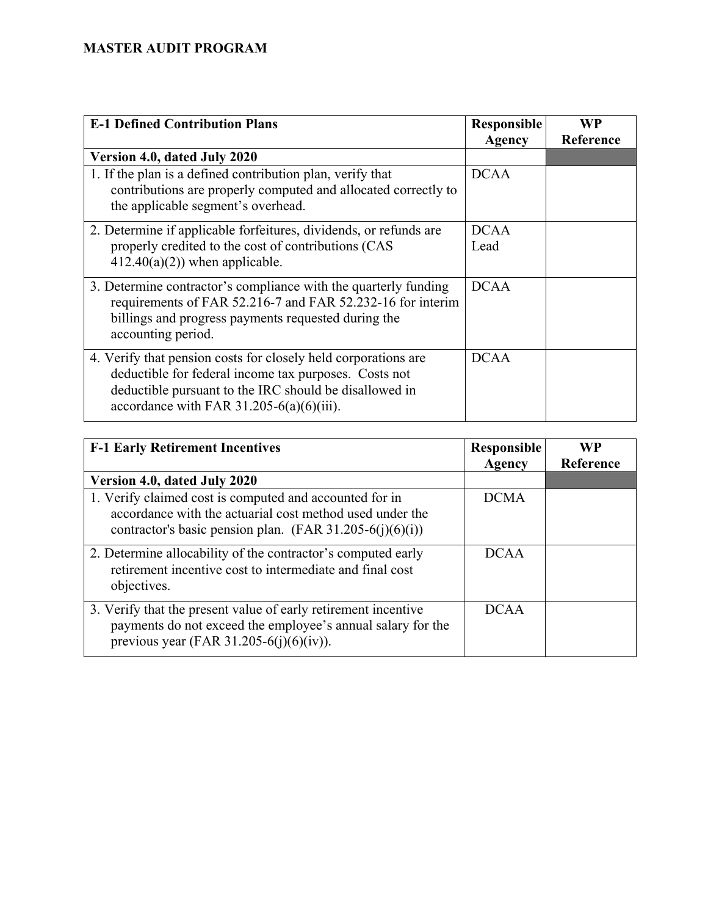**MASTER AUDIT PROGRAM**

| E-1 Defined Contribution Plans | Responsible Agency | WP Reference |
|---|---|---|
| **Version 4.0, dated July 2020** | | |
| 1. If the plan is a defined contribution plan, verify that contributions are properly computed and allocated correctly to the applicable segment's overhead. | DCAA | |
| 2. Determine if applicable forfeitures, dividends, or refunds are properly credited to the cost of contributions (CAS 412.40(a)(2)) when applicable. | DCAA Lead | |
| 3. Determine contractor's compliance with the quarterly funding requirements of FAR 52.216-7 and FAR 52.232-16 for interim billings and progress payments requested during the accounting period. | DCAA | |
| 4. Verify that pension costs for closely held corporations are deductible for federal income tax purposes. Costs not deductible pursuant to the IRC should be disallowed in accordance with FAR 31.205-6(a)(6)(iii). | DCAA | |

| F-1 Early Retirement Incentives | Responsible Agency | WP Reference |
|---|---|---|
| **Version 4.0, dated July 2020** | | |
| 1. Verify claimed cost is computed and accounted for in accordance with the actuarial cost method used under the contractor's basic pension plan. (FAR 31.205-6(j)(6)(i)) | DCMA | |
| 2. Determine allocability of the contractor's computed early retirement incentive cost to intermediate and final cost objectives. | DCAA | |
| 3. Verify that the present value of early retirement incentive payments do not exceed the employee's annual salary for the previous year (FAR 31.205-6(j)(6)(iv)). | DCAA | |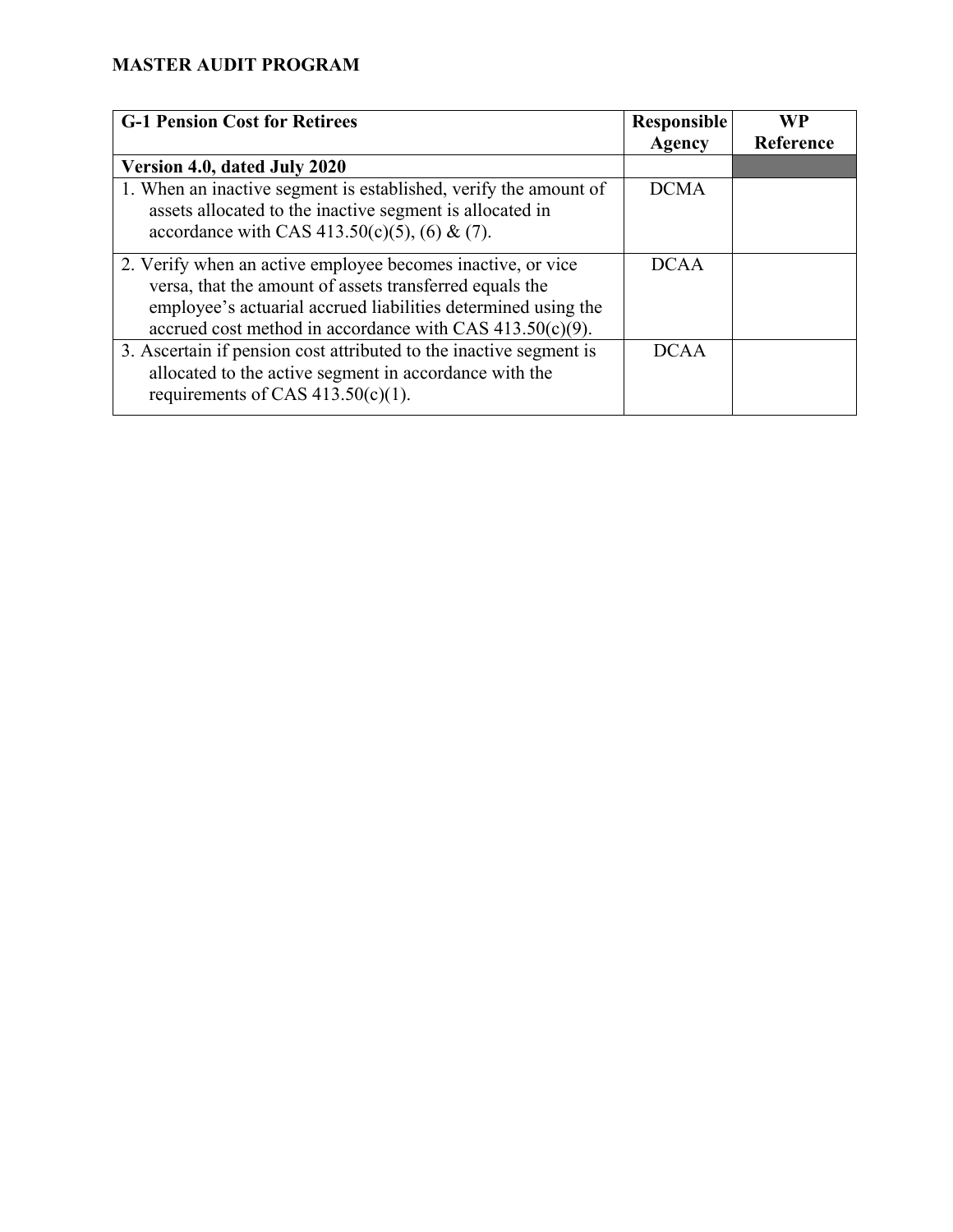**MASTER AUDIT PROGRAM**

| G-1 Pension Cost for Retirees | Responsible Agency | WP Reference |
|---|---|---|
| **Version 4.0, dated July 2020** | | |
| 1. When an inactive segment is established, verify the amount of assets allocated to the inactive segment is allocated in accordance with CAS 413.50(c)(5), (6) & (7). | DCMA | |
| 2. Verify when an active employee becomes inactive, or vice versa, that the amount of assets transferred equals the employee's actuarial accrued liabilities determined using the accrued cost method in accordance with CAS 413.50(c)(9). | DCAA | |
| 3. Ascertain if pension cost attributed to the inactive segment is allocated to the active segment in accordance with the requirements of CAS 413.50(c)(1). | DCAA | |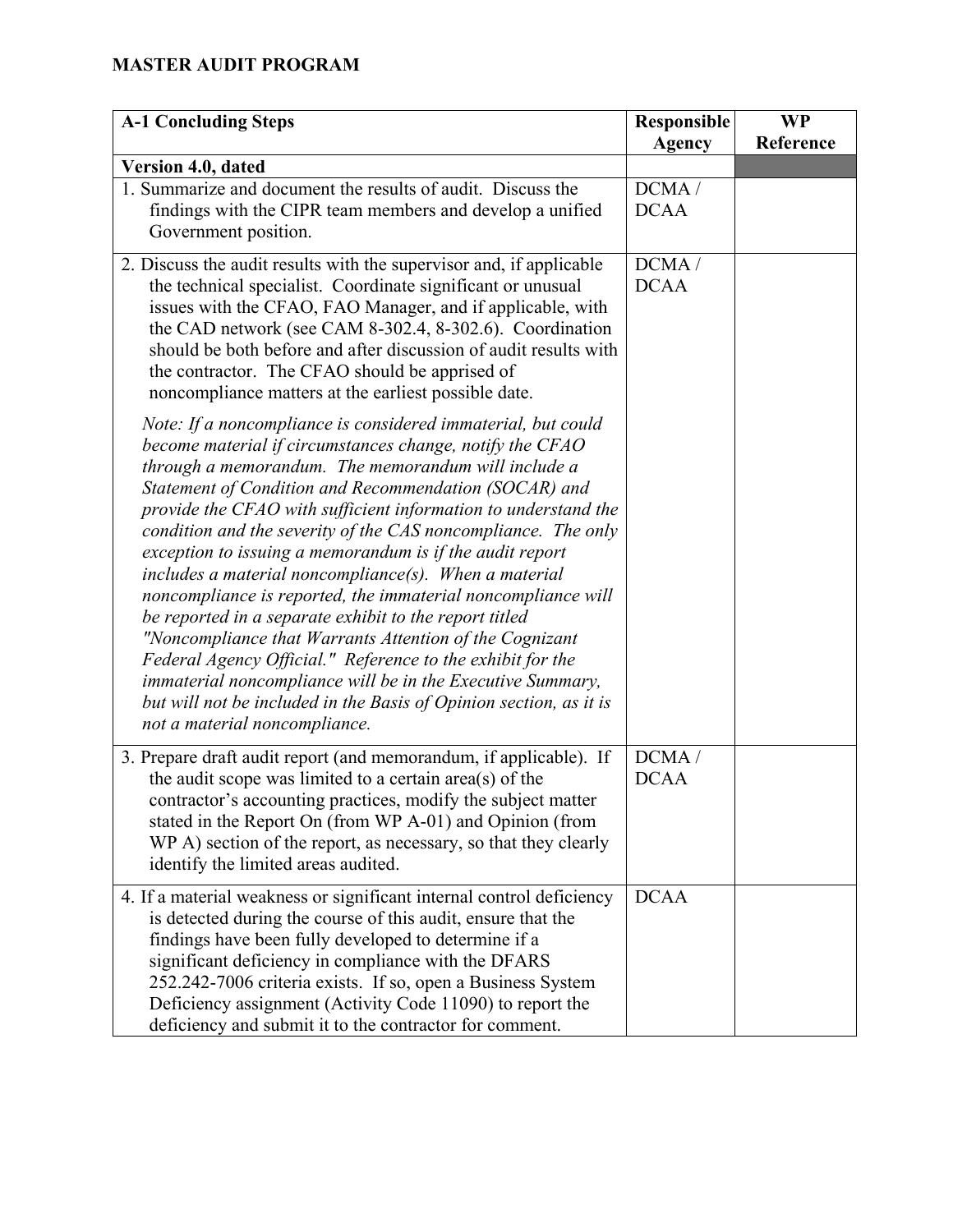## MASTER AUDIT PROGRAM

| A-1 Concluding Steps | Responsible Agency | WP Reference |
|---|---|---|
| **Version 4.0, dated** | | |
| 1. Summarize and document the results of audit. Discuss the findings with the CIPR team members and develop a unified Government position. | DCMA / DCAA | |
| 2. Discuss the audit results with the supervisor and, if applicable the technical specialist. Coordinate significant or unusual issues with the CFAO, FAO Manager, and if applicable, with the CAD network (see CAM 8-302.4, 8-302.6). Coordination should be both before and after discussion of audit results with the contractor. The CFAO should be apprised of noncompliance matters at the earliest possible date.<br><br>*Note: If a noncompliance is considered immaterial, but could become material if circumstances change, notify the CFAO through a memorandum. The memorandum will include a Statement of Condition and Recommendation (SOCAR) and provide the CFAO with sufficient information to understand the condition and the severity of the CAS noncompliance. The only exception to issuing a memorandum is if the audit report includes a material noncompliance(s). When a material noncompliance is reported, the immaterial noncompliance will be reported in a separate exhibit to the report titled "Noncompliance that Warrants Attention of the Cognizant Federal Agency Official." Reference to the exhibit for the immaterial noncompliance will be in the Executive Summary, but will not be included in the Basis of Opinion section, as it is not a material noncompliance.* | DCMA / DCAA | |
| 3. Prepare draft audit report (and memorandum, if applicable). If the audit scope was limited to a certain area(s) of the contractor's accounting practices, modify the subject matter stated in the Report On (from WP A-01) and Opinion (from WP A) section of the report, as necessary, so that they clearly identify the limited areas audited. | DCMA / DCAA | |
| 4. If a material weakness or significant internal control deficiency is detected during the course of this audit, ensure that the findings have been fully developed to determine if a significant deficiency in compliance with the DFARS 252.242-7006 criteria exists. If so, open a Business System Deficiency assignment (Activity Code 11090) to report the deficiency and submit it to the contractor for comment. | DCAA | |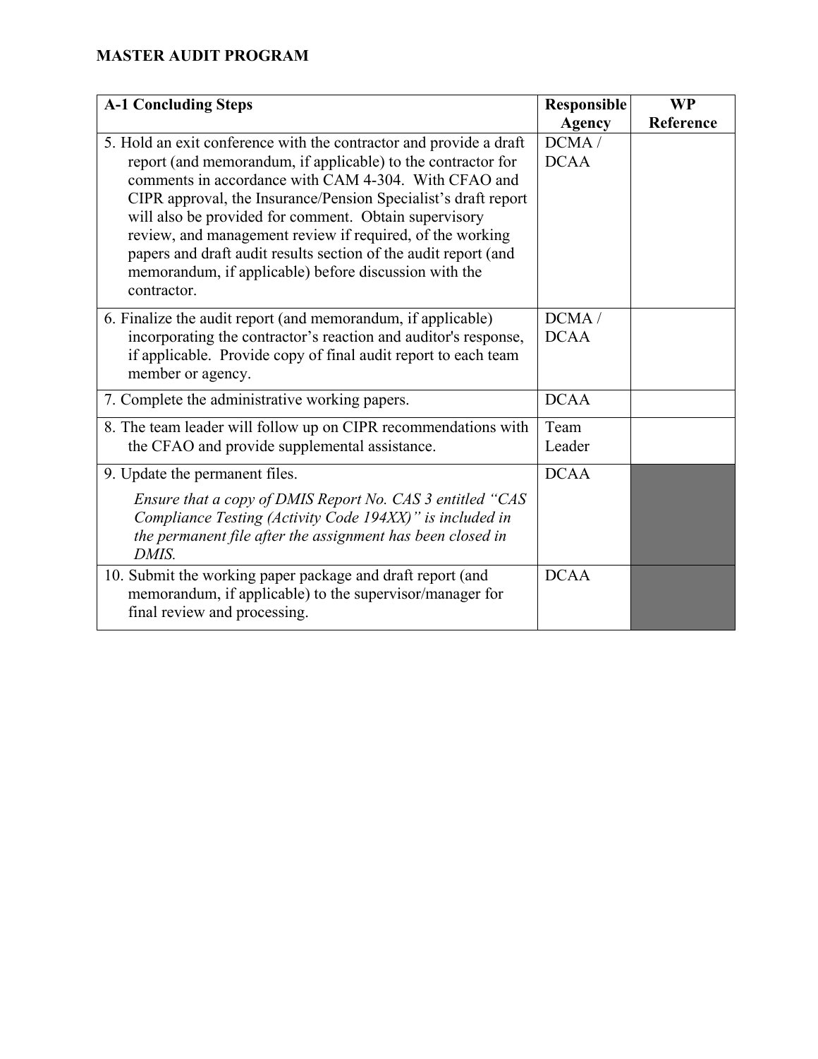**MASTER AUDIT PROGRAM**

| A-1 Concluding Steps | Responsible Agency | WP Reference |
|---|---|---|
| 5. Hold an exit conference with the contractor and provide a draft report (and memorandum, if applicable) to the contractor for comments in accordance with CAM 4-304. With CFAO and CIPR approval, the Insurance/Pension Specialist's draft report will also be provided for comment. Obtain supervisory review, and management review if required, of the working papers and draft audit results section of the audit report (and memorandum, if applicable) before discussion with the contractor. | DCMA / DCAA | |
| 6. Finalize the audit report (and memorandum, if applicable) incorporating the contractor's reaction and auditor's response, if applicable. Provide copy of final audit report to each team member or agency. | DCMA / DCAA | |
| 7. Complete the administrative working papers. | DCAA | |
| 8. The team leader will follow up on CIPR recommendations with the CFAO and provide supplemental assistance. | Team Leader | |
| 9. Update the permanent files. *Ensure that a copy of DMIS Report No. CAS 3 entitled "CAS Compliance Testing (Activity Code 194XX)" is included in the permanent file after the assignment has been closed in DMIS.* | DCAA | |
| 10. Submit the working paper package and draft report (and memorandum, if applicable) to the supervisor/manager for final review and processing. | DCAA | |